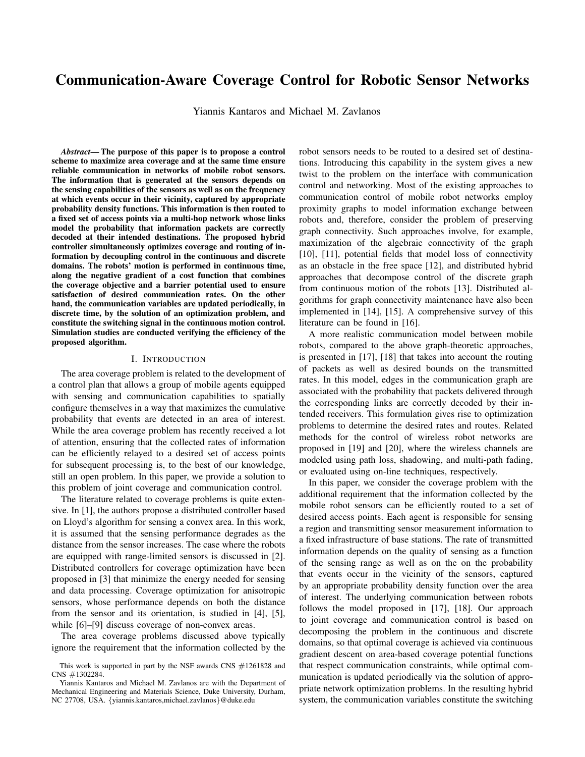# Communication-Aware Coverage Control for Robotic Sensor Networks

Yiannis Kantaros and Michael M. Zavlanos

***Abstract*— The purpose of this paper is to propose a control scheme to maximize area coverage and at the same time ensure reliable communication in networks of mobile robot sensors. The information that is generated at the sensors depends on the sensing capabilities of the sensors as well as on the frequency at which events occur in their vicinity, captured by appropriate probability density functions. This information is then routed to a fixed set of access points via a multi-hop network whose links model the probability that information packets are correctly decoded at their intended destinations. The proposed hybrid controller simultaneously optimizes coverage and routing of information by decoupling control in the continuous and discrete domains. The robots' motion is performed in continuous time, along the negative gradient of a cost function that combines the coverage objective and a barrier potential used to ensure satisfaction of desired communication rates. On the other hand, the communication variables are updated periodically, in discrete time, by the solution of an optimization problem, and constitute the switching signal in the continuous motion control. Simulation studies are conducted verifying the efficiency of the proposed algorithm.**

## I. Introduction

The area coverage problem is related to the development of a control plan that allows a group of mobile agents equipped with sensing and communication capabilities to spatially configure themselves in a way that maximizes the cumulative probability that events are detected in an area of interest. While the area coverage problem has recently received a lot of attention, ensuring that the collected rates of information can be efficiently relayed to a desired set of access points for subsequent processing is, to the best of our knowledge, still an open problem. In this paper, we provide a solution to this problem of joint coverage and communication control.

The literature related to coverage problems is quite extensive. In [1], the authors propose a distributed controller based on Lloyd's algorithm for sensing a convex area. In this work, it is assumed that the sensing performance degrades as the distance from the sensor increases. The case where the robots are equipped with range-limited sensors is discussed in [2]. Distributed controllers for coverage optimization have been proposed in [3] that minimize the energy needed for sensing and data processing. Coverage optimization for anisotropic sensors, whose performance depends on both the distance from the sensor and its orientation, is studied in [4], [5], while [6]–[9] discuss coverage of non-convex areas.

The area coverage problems discussed above typically ignore the requirement that the information collected by the robot sensors needs to be routed to a desired set of destinations. Introducing this capability in the system gives a new twist to the problem on the interface with communication control and networking. Most of the existing approaches to communication control of mobile robot networks employ proximity graphs to model information exchange between robots and, therefore, consider the problem of preserving graph connectivity. Such approaches involve, for example, maximization of the algebraic connectivity of the graph [10], [11], potential fields that model loss of connectivity as an obstacle in the free space [12], and distributed hybrid approaches that decompose control of the discrete graph from continuous motion of the robots [13]. Distributed algorithms for graph connectivity maintenance have also been implemented in [14], [15]. A comprehensive survey of this literature can be found in [16].

A more realistic communication model between mobile robots, compared to the above graph-theoretic approaches, is presented in [17], [18] that takes into account the routing of packets as well as desired bounds on the transmitted rates. In this model, edges in the communication graph are associated with the probability that packets delivered through the corresponding links are correctly decoded by their intended receivers. This formulation gives rise to optimization problems to determine the desired rates and routes. Related methods for the control of wireless robot networks are proposed in [19] and [20], where the wireless channels are modeled using path loss, shadowing, and multi-path fading, or evaluated using on-line techniques, respectively.

In this paper, we consider the coverage problem with the additional requirement that the information collected by the mobile robot sensors can be efficiently routed to a set of desired access points. Each agent is responsible for sensing a region and transmitting sensor measurement information to a fixed infrastructure of base stations. The rate of transmitted information depends on the quality of sensing as a function of the sensing range as well as on the on the probability that events occur in the vicinity of the sensors, captured by an appropriate probability density function over the area of interest. The underlying communication between robots follows the model proposed in [17], [18]. Our approach to joint coverage and communication control is based on decomposing the problem in the continuous and discrete domains, so that optimal coverage is achieved via continuous gradient descent on area-based coverage potential functions that respect communication constraints, while optimal communication is updated periodically via the solution of appropriate network optimization problems. In the resulting hybrid system, the communication variables constitute the switching

This work is supported in part by the NSF awards CNS #1261828 and CNS #1302284.

Yiannis Kantaros and Michael M. Zavlanos are with the Department of Mechanical Engineering and Materials Science, Duke University, Durham, NC 27708, USA. {yiannis.kantaros,michael.zavlanos}@duke.edu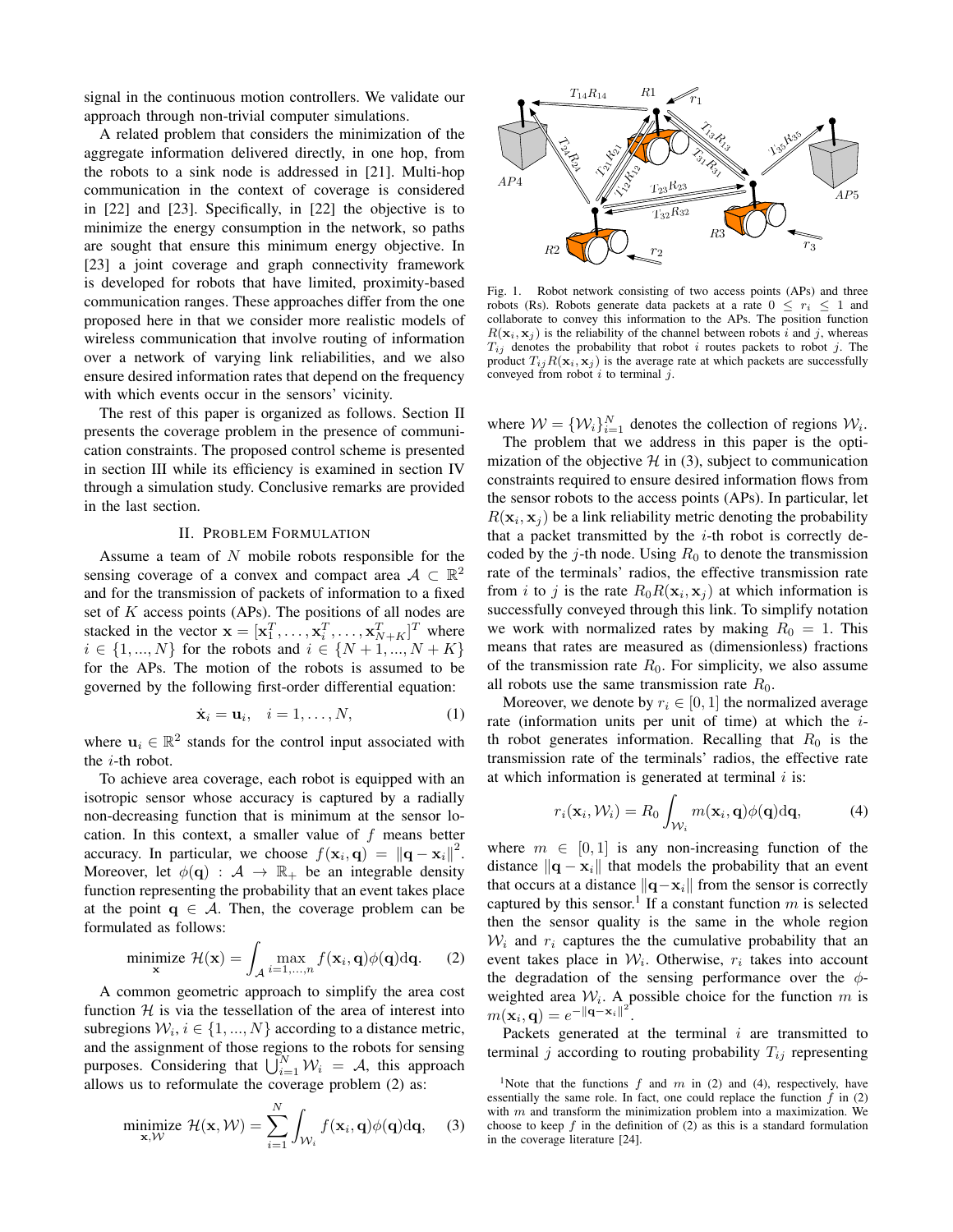signal in the continuous motion controllers. We validate our approach through non-trivial computer simulations.

A related problem that considers the minimization of the aggregate information delivered directly, in one hop, from the robots to a sink node is addressed in [21]. Multi-hop communication in the context of coverage is considered in [22] and [23]. Specifically, in [22] the objective is to minimize the energy consumption in the network, so paths are sought that ensure this minimum energy objective. In [23] a joint coverage and graph connectivity framework is developed for robots that have limited, proximity-based communication ranges. These approaches differ from the one proposed here in that we consider more realistic models of wireless communication that involve routing of information over a network of varying link reliabilities, and we also ensure desired information rates that depend on the frequency with which events occur in the sensors' vicinity.

The rest of this paper is organized as follows. Section II presents the coverage problem in the presence of communication constraints. The proposed control scheme is presented in section III while its efficiency is examined in section IV through a simulation study. Conclusive remarks are provided in the last section.

## II. Problem Formulation

Assume a team of $N$ mobile robots responsible for the sensing coverage of a convex and compact area $\mathcal{A} \subset \mathbb{R}^2$ and for the transmission of packets of information to a fixed set of $K$ access points (APs). The positions of all nodes are stacked in the vector $\mathbf{x} = [\mathbf{x}_1^T, \ldots, \mathbf{x}_i^T, \ldots, \mathbf{x}_{N+K}^T]^T$ where $i \in \{1, ..., N\}$ for the robots and $i \in \{N+1, ..., N+K\}$ for the APs. The motion of the robots is assumed to be governed by the following first-order differential equation:

$$\dot{\mathbf{x}}_i = \mathbf{u}_i, \quad i = 1, \ldots, N, \tag{1}$$

where $\mathbf{u}_i \in \mathbb{R}^2$ stands for the control input associated with the $i$-th robot.

To achieve area coverage, each robot is equipped with an isotropic sensor whose accuracy is captured by a radially non-decreasing function that is minimum at the sensor location. In this context, a smaller value of $f$ means better accuracy. In particular, we choose $f(\mathbf{x}_i, \mathbf{q}) = \|\mathbf{q} - \mathbf{x}_i\|^2$. Moreover, let $\phi(\mathbf{q}) : \mathcal{A} \to \mathbb{R}_+$ be an integrable density function representing the probability that an event takes place at the point $\mathbf{q} \in \mathcal{A}$. Then, the coverage problem can be formulated as follows:

$$\underset{\mathbf{x}}{\text{minimize}} \ \mathcal{H}(\mathbf{x}) = \int_{\mathcal{A}} \max_{i=1,\ldots,n} f(\mathbf{x}_i, \mathbf{q})\phi(\mathbf{q})\mathrm{d}\mathbf{q}. \tag{2}$$

A common geometric approach to simplify the area cost function $\mathcal{H}$ is via the tessellation of the area of interest into subregions $\mathcal{W}_i, i \in \{1, ..., N\}$ according to a distance metric, and the assignment of those regions to the robots for sensing purposes. Considering that $\bigcup_{i=1}^N \mathcal{W}_i = \mathcal{A}$, this approach allows us to reformulate the coverage problem (2) as:

$$\underset{\mathbf{x}, \mathcal{W}}{\text{minimize}} \ \mathcal{H}(\mathbf{x}, \mathcal{W}) = \sum_{i=1}^{N} \int_{\mathcal{W}_i} f(\mathbf{x}_i, \mathbf{q})\phi(\mathbf{q})\mathrm{d}\mathbf{q}, \tag{3}$$

Fig. 1. Robot network consisting of two access points (APs) and three robots (Rs). Robots generate data packets at a rate $0 \leq r_i \leq 1$ and collaborate to convey this information to the APs. The position function $R(\mathbf{x}_i, \mathbf{x}_j)$ is the reliability of the channel between robots $i$ and $j$, whereas $T_{ij}$ denotes the probability that robot $i$ routes packets to robot $j$. The product $T_{ij}R(\mathbf{x}_i, \mathbf{x}_j)$ is the average rate at which packets are successfully conveyed from robot $i$ to terminal $j$.

where $\mathcal{W} = \{\mathcal{W}_i\}_{i=1}^N$ denotes the collection of regions $\mathcal{W}_i$.

The problem that we address in this paper is the optimization of the objective $\mathcal{H}$ in (3), subject to communication constraints required to ensure desired information flows from the sensor robots to the access points (APs). In particular, let $R(\mathbf{x}_i, \mathbf{x}_j)$ be a link reliability metric denoting the probability that a packet transmitted by the $i$-th robot is correctly decoded by the $j$-th node. Using $R_0$ to denote the transmission rate of the terminals' radios, the effective transmission rate from $i$ to $j$ is the rate $R_0 R(\mathbf{x}_i, \mathbf{x}_j)$ at which information is successfully conveyed through this link. To simplify notation we work with normalized rates by making $R_0 = 1$. This means that rates are measured as (dimensionless) fractions of the transmission rate $R_0$. For simplicity, we also assume all robots use the same transmission rate $R_0$.

Moreover, we denote by $r_i \in [0, 1]$ the normalized average rate (information units per unit of time) at which the $i$-th robot generates information. Recalling that $R_0$ is the transmission rate of the terminals' radios, the effective rate at which information is generated at terminal $i$ is:

$$r_i(\mathbf{x}_i, \mathcal{W}_i) = R_0 \int_{\mathcal{W}_i} m(\mathbf{x}_i, \mathbf{q})\phi(\mathbf{q})\mathrm{d}\mathbf{q}, \tag{4}$$

where $m \in [0, 1]$ is any non-increasing function of the distance $\|\mathbf{q} - \mathbf{x}_i\|$ that models the probability that an event that occurs at a distance $\|\mathbf{q} - \mathbf{x}_i\|$ from the sensor is correctly captured by this sensor.[1] If a constant function $m$ is selected then the sensor quality is the same in the whole region $\mathcal{W}_i$ and $r_i$ captures the the cumulative probability that an event takes place in $\mathcal{W}_i$. Otherwise, $r_i$ takes into account the degradation of the sensing performance over the $\phi$-weighted area $\mathcal{W}_i$. A possible choice for the function $m$ is $m(\mathbf{x}_i, \mathbf{q}) = e^{-\|\mathbf{q} - \mathbf{x}_i\|^2}$.

Packets generated at the terminal $i$ are transmitted to terminal $j$ according to routing probability $T_{ij}$ representing

[1] Note that the functions $f$ and $m$ in (2) and (4), respectively, have essentially the same role. In fact, one could replace the function $f$ in (2) with $m$ and transform the minimization problem into a maximization. We choose to keep $f$ in the definition of (2) as this is a standard formulation in the coverage literature [24].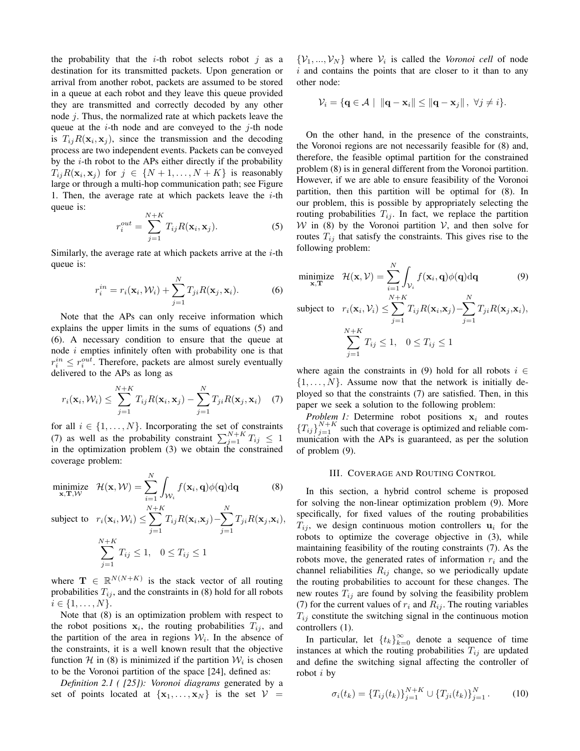the probability that the $i$-th robot selects robot $j$ as a destination for its transmitted packets. Upon generation or arrival from another robot, packets are assumed to be stored in a queue at each robot and they leave this queue provided they are transmitted and correctly decoded by any other node $j$. Thus, the normalized rate at which packets leave the queue at the $i$-th node and are conveyed to the $j$-th node is $T_{ij}R(\mathbf{x}_i, \mathbf{x}_j)$, since the transmission and the decoding process are two independent events. Packets can be conveyed by the $i$-th robot to the APs either directly if the probability $T_{ij}R(\mathbf{x}_i, \mathbf{x}_j)$ for $j \in \{N+1, \dots, N+K\}$ is reasonably large or through a multi-hop communication path; see Figure 1. Then, the average rate at which packets leave the $i$-th queue is:

$$r_i^{out} = \sum_{j=1}^{N+K} T_{ij}R(\mathbf{x}_i, \mathbf{x}_j). \tag{5}$$

Similarly, the average rate at which packets arrive at the $i$-th queue is:

$$r_i^{in} = r_i(\mathbf{x}_i, \mathcal{W}_i) + \sum_{j=1}^{N} T_{ji}R(\mathbf{x}_j, \mathbf{x}_i). \tag{6}$$

Note that the APs can only receive information which explains the upper limits in the sums of equations (5) and (6). A necessary condition to ensure that the queue at node $i$ empties infinitely often with probability one is that $r_i^{in} \leq r_i^{out}$. Therefore, packets are almost surely eventually delivered to the APs as long as

$$r_i(\mathbf{x}_i, \mathcal{W}_i) \leq \sum_{j=1}^{N+K} T_{ij}R(\mathbf{x}_i, \mathbf{x}_j) - \sum_{j=1}^{N} T_{ji}R(\mathbf{x}_j, \mathbf{x}_i) \tag{7}$$

for all $i \in \{1, \dots, N\}$. Incorporating the set of constraints (7) as well as the probability constraint $\sum_{j=1}^{N+K} T_{ij} \leq 1$ in the optimization problem (3) we obtain the constrained coverage problem:

$$\begin{aligned}
\underset{\mathbf{x},\mathbf{T},\mathcal{W}}{\text{minimize}} \quad & \mathcal{H}(\mathbf{x}, \mathcal{W}) = \sum_{i=1}^{N} \int_{\mathcal{W}_i} f(\mathbf{x}_i, \mathbf{q})\phi(\mathbf{q})\mathrm{d}\mathbf{q} \qquad (8)\\
\text{subject to} \quad & r_i(\mathbf{x}_i, \mathcal{W}_i) \leq \sum_{j=1}^{N+K} T_{ij}R(\mathbf{x}_i,\mathbf{x}_j) - \sum_{j=1}^{N} T_{ji}R(\mathbf{x}_j,\mathbf{x}_i),\\
& \sum_{j=1}^{N+K} T_{ij} \leq 1, \quad 0 \leq T_{ij} \leq 1
\end{aligned}$$

where $\mathbf{T} \in \mathbb{R}^{N(N+K)}$ is the stack vector of all routing probabilities $T_{ij}$, and the constraints in (8) hold for all robots $i \in \{1, \dots, N\}$.

Note that (8) is an optimization problem with respect to the robot positions $\mathbf{x}_i$, the routing probabilities $T_{ij}$, and the partition of the area in regions $\mathcal{W}_i$. In the absence of the constraints, it is a well known result that the objective function $\mathcal{H}$ in (8) is minimized if the partition $\mathcal{W}_i$ is chosen to be the Voronoi partition of the space [24], defined as:

*Definition 2.1 ( [25]): Voronoi diagrams* generated by a set of points located at $\{\mathbf{x}_1, \dots, \mathbf{x}_N\}$ is the set $\mathcal{V} = \{\mathcal{V}_1, ..., \mathcal{V}_N\}$ where $\mathcal{V}_i$ is called the *Voronoi cell* of node $i$ and contains the points that are closer to it than to any other node:

$$\mathcal{V}_i = \{\mathbf{q} \in \mathcal{A} \mid \|\mathbf{q} - \mathbf{x}_i\| \leq \|\mathbf{q} - \mathbf{x}_j\|, \ \forall j \neq i\}.$$

On the other hand, in the presence of the constraints, the Voronoi regions are not necessarily feasible for (8) and, therefore, the feasible optimal partition for the constrained problem (8) is in general different from the Voronoi partition. However, if we are able to ensure feasibility of the Voronoi partition, then this partition will be optimal for (8). In our problem, this is possible by appropriately selecting the routing probabilities $T_{ij}$. In fact, we replace the partition $\mathcal{W}$ in (8) by the Voronoi partition $\mathcal{V}$, and then solve for routes $T_{ij}$ that satisfy the constraints. This gives rise to the following problem:

$$\begin{aligned}
\underset{\mathbf{x},\mathbf{T}}{\text{minimize}} \quad & \mathcal{H}(\mathbf{x}, \mathcal{V}) = \sum_{i=1}^{N} \int_{\mathcal{V}_i} f(\mathbf{x}_i, \mathbf{q})\phi(\mathbf{q})\mathrm{d}\mathbf{q} \qquad (9)\\
\text{subject to} \quad & r_i(\mathbf{x}_i, \mathcal{V}_i) \leq \sum_{j=1}^{N+K} T_{ij}R(\mathbf{x}_i,\mathbf{x}_j) - \sum_{j=1}^{N} T_{ji}R(\mathbf{x}_j,\mathbf{x}_i),\\
& \sum_{j=1}^{N+K} T_{ij} \leq 1, \quad 0 \leq T_{ij} \leq 1
\end{aligned}$$

where again the constraints in (9) hold for all robots $i \in \{1, \dots, N\}$. Assume now that the network is initially deployed so that the constraints (7) are satisfied. Then, in this paper we seek a solution to the following problem:

*Problem 1:* Determine robot positions $\mathbf{x}_i$ and routes $\{T_{ij}\}_{j=1}^{N+K}$ such that coverage is optimized and reliable communication with the APs is guaranteed, as per the solution of problem (9).

## III. Coverage and Routing Control

In this section, a hybrid control scheme is proposed for solving the non-linear optimization problem (9). More specifically, for fixed values of the routing probabilities $T_{ij}$, we design continuous motion controllers $\mathbf{u}_i$ for the robots to optimize the coverage objective in (3), while maintaining feasibility of the routing constraints (7). As the robots move, the generated rates of information $r_i$ and the channel reliabilities $R_{ij}$ change, so we periodically update the routing probabilities to account for these changes. The new routes $T_{ij}$ are found by solving the feasibility problem (7) for the current values of $r_i$ and $R_{ij}$. The routing variables $T_{ij}$ constitute the switching signal in the continuous motion controllers (1).

In particular, let $\{t_k\}_{k=0}^{\infty}$ denote a sequence of time instances at which the routing probabilities $T_{ij}$ are updated and define the switching signal affecting the controller of robot $i$ by

$$\sigma_i(t_k) = \{T_{ij}(t_k)\}_{j=1}^{N+K} \cup \{T_{ji}(t_k)\}_{j=1}^{N}. \tag{10}$$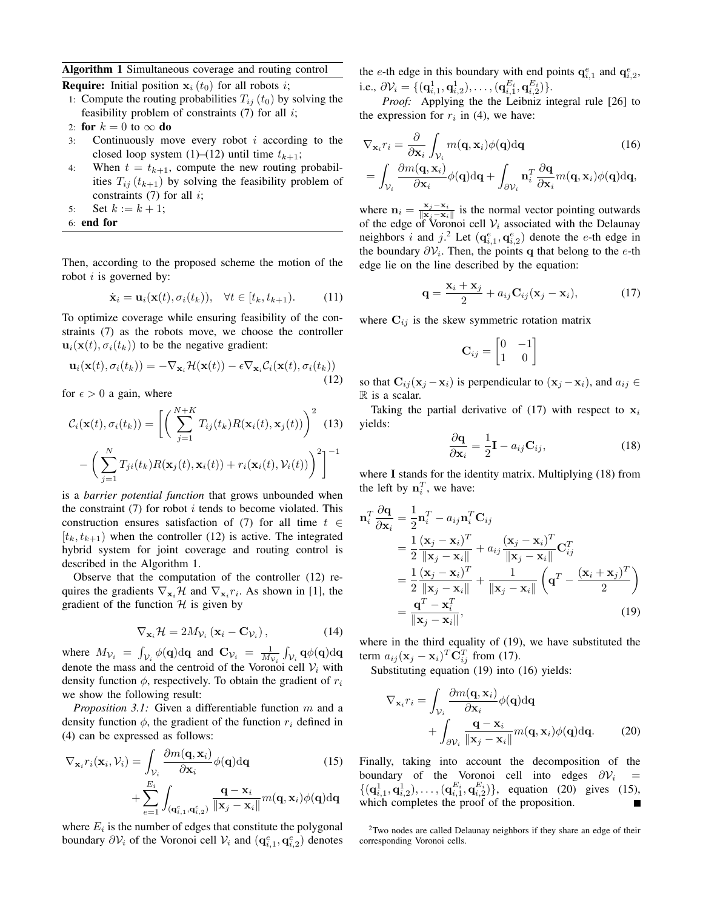**Algorithm 1** Simultaneous coverage and routing control

**Require:** Initial position $\mathbf{x}_i(t_0)$ for all robots $i$;

1: Compute the routing probabilities $T_{ij}(t_0)$ by solving the feasibility problem of constraints (7) for all $i$;
2: **for** $k = 0$ to $\infty$ **do**
3: Continuously move every robot $i$ according to the closed loop system (1)–(12) until time $t_{k+1}$;
4: When $t = t_{k+1}$, compute the new routing probabilities $T_{ij}(t_{k+1})$ by solving the feasibility problem of constraints (7) for all $i$;
5: Set $k := k + 1$;
6: **end for**

Then, according to the proposed scheme the motion of the robot $i$ is governed by:

$$\dot{\mathbf{x}}_i = \mathbf{u}_i(\mathbf{x}(t), \sigma_i(t_k)), \quad \forall t \in [t_k, t_{k+1}). \tag{11}$$

To optimize coverage while ensuring feasibility of the constraints (7) as the robots move, we choose the controller $\mathbf{u}_i(\mathbf{x}(t), \sigma_i(t_k))$ to be the negative gradient:

$$\mathbf{u}_i(\mathbf{x}(t), \sigma_i(t_k)) = -\nabla_{\mathbf{x}_i}\mathcal{H}(\mathbf{x}(t)) - \epsilon\nabla_{\mathbf{x}_i}\mathcal{C}_i(\mathbf{x}(t), \sigma_i(t_k)) \tag{12}$$

for $\epsilon > 0$ a gain, where

$$\mathcal{C}_i(\mathbf{x}(t), \sigma_i(t_k)) = \Bigg[\bigg(\sum_{j=1}^{N+K} T_{ij}(t_k)R(\mathbf{x}_i(t), \mathbf{x}_j(t))\bigg)^2 - \bigg(\sum_{j=1}^{N} T_{ji}(t_k)R(\mathbf{x}_j(t), \mathbf{x}_i(t)) + r_i(\mathbf{x}_i(t), \mathcal{V}_i(t))\bigg)^2\Bigg]^{-1} \tag{13}$$

is a *barrier potential function* that grows unbounded when the constraint (7) for robot $i$ tends to become violated. This construction ensures satisfaction of (7) for all time $t \in [t_k, t_{k+1})$ when the controller (12) is active. The integrated hybrid system for joint coverage and routing control is described in the Algorithm 1.

Observe that the computation of the controller (12) requires the gradients $\nabla_{\mathbf{x}_i}\mathcal{H}$ and $\nabla_{\mathbf{x}_i} r_i$. As shown in [1], the gradient of the function $\mathcal{H}$ is given by

$$\nabla_{\mathbf{x}_i}\mathcal{H} = 2M_{\mathcal{V}_i}\left(\mathbf{x}_i - \mathbf{C}_{\mathcal{V}_i}\right), \tag{14}$$

where $M_{\mathcal{V}_i} = \int_{\mathcal{V}_i}\phi(\mathbf{q})\mathrm{d}\mathbf{q}$ and $\mathbf{C}_{\mathcal{V}_i} = \frac{1}{M_{\mathcal{V}_i}}\int_{\mathcal{V}_i}\mathbf{q}\phi(\mathbf{q})\mathrm{d}\mathbf{q}$ denote the mass and the centroid of the Voronoi cell $\mathcal{V}_i$ with density function $\phi$, respectively. To obtain the gradient of $r_i$ we show the following result:

*Proposition 3.1:* Given a differentiable function $m$ and a density function $\phi$, the gradient of the function $r_i$ defined in (4) can be expressed as follows:

$$\nabla_{\mathbf{x}_i} r_i(\mathbf{x}_i, \mathcal{V}_i) = \int_{\mathcal{V}_i}\frac{\partial m(\mathbf{q}, \mathbf{x}_i)}{\partial \mathbf{x}_i}\phi(\mathbf{q})\mathrm{d}\mathbf{q} + \sum_{e=1}^{E_i}\int_{(\mathbf{q}_{i,1}^e, \mathbf{q}_{i,2}^e)}\frac{\mathbf{q} - \mathbf{x}_i}{\|\mathbf{x}_j - \mathbf{x}_i\|}m(\mathbf{q}, \mathbf{x}_i)\phi(\mathbf{q})\mathrm{d}\mathbf{q} \tag{15}$$

where $E_i$ is the number of edges that constitute the polygonal boundary $\partial\mathcal{V}_i$ of the Voronoi cell $\mathcal{V}_i$ and $(\mathbf{q}_{i,1}^e, \mathbf{q}_{i,2}^e)$ denotes the $e$-th edge in this boundary with end points $\mathbf{q}_{i,1}^e$ and $\mathbf{q}_{i,2}^e$, i.e., $\partial\mathcal{V}_i = \{(\mathbf{q}_{i,1}^1, \mathbf{q}_{i,2}^1), \dots, (\mathbf{q}_{i,1}^{E_i}, \mathbf{q}_{i,2}^{E_i})\}$.

*Proof:* Applying the the Leibniz integral rule [26] to the expression for $r_i$ in (4), we have:

$$\begin{aligned}\nabla_{\mathbf{x}_i} r_i &= \frac{\partial}{\partial \mathbf{x}_i}\int_{\mathcal{V}_i} m(\mathbf{q}, \mathbf{x}_i)\phi(\mathbf{q})\mathrm{d}\mathbf{q} \\ &= \int_{\mathcal{V}_i}\frac{\partial m(\mathbf{q}, \mathbf{x}_i)}{\partial \mathbf{x}_i}\phi(\mathbf{q})\mathrm{d}\mathbf{q} + \int_{\partial\mathcal{V}_i}\mathbf{n}_i^T\frac{\partial \mathbf{q}}{\partial \mathbf{x}_i}m(\mathbf{q}, \mathbf{x}_i)\phi(\mathbf{q})\mathrm{d}\mathbf{q},\end{aligned} \tag{16}$$

where $\mathbf{n}_i = \frac{\mathbf{x}_j - \mathbf{x}_i}{\|\mathbf{x}_j - \mathbf{x}_i\|}$ is the normal vector pointing outwards of the edge of Voronoi cell $\mathcal{V}_i$ associated with the Delaunay neighbors $i$ and $j$.[2] Let $(\mathbf{q}_{i,1}^e, \mathbf{q}_{i,2}^e)$ denote the $e$-th edge in the boundary $\partial\mathcal{V}_i$. Then, the points $\mathbf{q}$ that belong to the $e$-th edge lie on the line described by the equation:

$$\mathbf{q} = \frac{\mathbf{x}_i + \mathbf{x}_j}{2} + a_{ij}\mathbf{C}_{ij}(\mathbf{x}_j - \mathbf{x}_i), \tag{17}$$

where $\mathbf{C}_{ij}$ is the skew symmetric rotation matrix

$$\mathbf{C}_{ij} = \begin{bmatrix} 0 & -1 \\ 1 & 0 \end{bmatrix}$$

so that $\mathbf{C}_{ij}(\mathbf{x}_j - \mathbf{x}_i)$ is perpendicular to $(\mathbf{x}_j - \mathbf{x}_i)$, and $a_{ij} \in \mathbb{R}$ is a scalar.

Taking the partial derivative of (17) with respect to $\mathbf{x}_i$ yields:

$$\frac{\partial \mathbf{q}}{\partial \mathbf{x}_i} = \frac{1}{2}\mathbf{I} - a_{ij}\mathbf{C}_{ij}, \tag{18}$$

where $\mathbf{I}$ stands for the identity matrix. Multiplying (18) from the left by $\mathbf{n}_i^T$, we have:

$$\begin{aligned}\mathbf{n}_i^T\frac{\partial \mathbf{q}}{\partial \mathbf{x}_i} &= \frac{1}{2}\mathbf{n}_i^T - a_{ij}\mathbf{n}_i^T\mathbf{C}_{ij} \\ &= \frac{1}{2}\frac{(\mathbf{x}_j - \mathbf{x}_i)^T}{\|\mathbf{x}_j - \mathbf{x}_i\|} + a_{ij}\frac{(\mathbf{x}_j - \mathbf{x}_i)^T}{\|\mathbf{x}_j - \mathbf{x}_i\|}\mathbf{C}_{ij}^T \\ &= \frac{1}{2}\frac{(\mathbf{x}_j - \mathbf{x}_i)^T}{\|\mathbf{x}_j - \mathbf{x}_i\|} + \frac{1}{\|\mathbf{x}_j - \mathbf{x}_i\|}\left(\mathbf{q}^T - \frac{(\mathbf{x}_i + \mathbf{x}_j)^T}{2}\right) \\ &= \frac{\mathbf{q}^T - \mathbf{x}_i^T}{\|\mathbf{x}_j - \mathbf{x}_i\|},\end{aligned} \tag{19}$$

where in the third equality of (19), we have substituted the term $a_{ij}(\mathbf{x}_j - \mathbf{x}_i)^T\mathbf{C}_{ij}^T$ from (17).

Substituting equation (19) into (16) yields:

$$\nabla_{\mathbf{x}_i} r_i = \int_{\mathcal{V}_i}\frac{\partial m(\mathbf{q}, \mathbf{x}_i)}{\partial \mathbf{x}_i}\phi(\mathbf{q})\mathrm{d}\mathbf{q} + \int_{\partial\mathcal{V}_i}\frac{\mathbf{q} - \mathbf{x}_i}{\|\mathbf{x}_j - \mathbf{x}_i\|}m(\mathbf{q}, \mathbf{x}_i)\phi(\mathbf{q})\mathrm{d}\mathbf{q}. \tag{20}$$

Finally, taking into account the decomposition of the boundary of the Voronoi cell into edges $\partial\mathcal{V}_i = \{(\mathbf{q}_{i,1}^1, \mathbf{q}_{i,2}^1), \dots, (\mathbf{q}_{i,1}^{E_i}, \mathbf{q}_{i,2}^{E_i})\}$, equation (20) gives (15), which completes the proof of the proposition. ■

[2] Two nodes are called Delaunay neighbors if they share an edge of their corresponding Voronoi cells.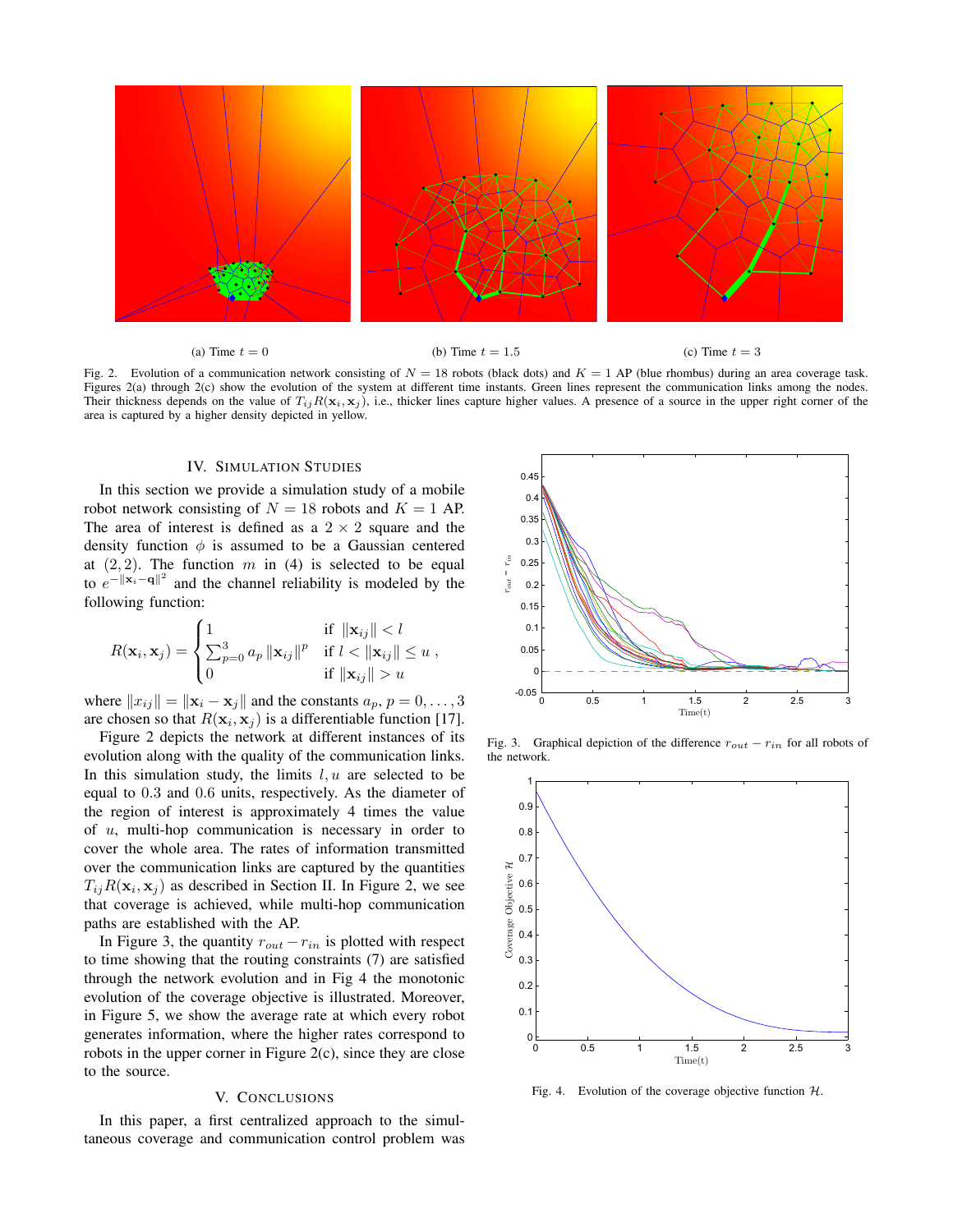(a) Time $t = 0$

(b) Time $t = 1.5$

(c) Time $t = 3$

Fig. 2. Evolution of a communication network consisting of $N = 18$ robots (black dots) and $K = 1$ AP (blue rhombus) during an area coverage task. Figures 2(a) through 2(c) show the evolution of the system at different time instants. Green lines represent the communication links among the nodes. Their thickness depends on the value of $T_{ij}R(\mathbf{x}_i, \mathbf{x}_j)$, i.e., thicker lines capture higher values. A presence of a source in the upper right corner of the area is captured by a higher density depicted in yellow.

## IV. Simulation Studies

In this section we provide a simulation study of a mobile robot network consisting of $N = 18$ robots and $K = 1$ AP. The area of interest is defined as a $2 \times 2$ square and the density function $\phi$ is assumed to be a Gaussian centered at $(2, 2)$. The function $m$ in (4) is selected to be equal to $e^{-\|\mathbf{x}_i - \mathbf{q}\|^2}$ and the channel reliability is modeled by the following function:

$$R(\mathbf{x}_i, \mathbf{x}_j) = \begin{cases} 1 & \text{if } \|\mathbf{x}_{ij}\| < l \\ \sum_{p=0}^{3} a_p \|\mathbf{x}_{ij}\|^p & \text{if } l < \|\mathbf{x}_{ij}\| \leq u \\ 0 & \text{if } \|\mathbf{x}_{ij}\| > u \end{cases},$$

where $\|x_{ij}\| = \|\mathbf{x}_i - \mathbf{x}_j\|$ and the constants $a_p$, $p = 0, \ldots, 3$ are chosen so that $R(\mathbf{x}_i, \mathbf{x}_j)$ is a differentiable function [17].

Figure 2 depicts the network at different instances of its evolution along with the quality of the communication links. In this simulation study, the limits $l, u$ are selected to be equal to $0.3$ and $0.6$ units, respectively. As the diameter of the region of interest is approximately 4 times the value of $u$, multi-hop communication is necessary in order to cover the whole area. The rates of information transmitted over the communication links are captured by the quantities $T_{ij}R(\mathbf{x}_i, \mathbf{x}_j)$ as described in Section II. In Figure 2, we see that coverage is achieved, while multi-hop communication paths are established with the AP.

In Figure 3, the quantity $r_{out} - r_{in}$ is plotted with respect to time showing that the routing constraints (7) are satisfied through the network evolution and in Fig 4 the monotonic evolution of the coverage objective is illustrated. Moreover, in Figure 5, we show the average rate at which every robot generates information, where the higher rates correspond to robots in the upper corner in Figure 2(c), since they are close to the source.

Fig. 3. Graphical depiction of the difference $r_{out} - r_{in}$ for all robots of the network.

Fig. 4. Evolution of the coverage objective function $\mathcal{H}$.

## V. Conclusions

In this paper, a first centralized approach to the simultaneous coverage and communication control problem was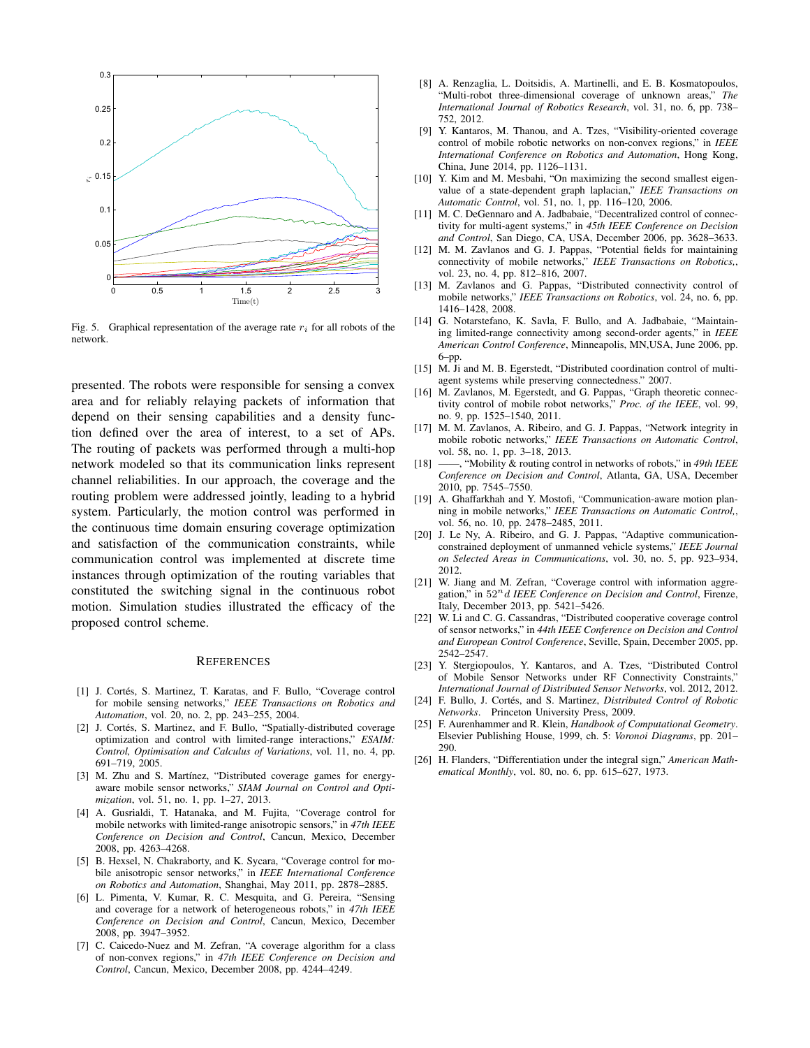0.3
0.25
0.2
$r_i$ 0.15
0.1
0.05
0
0 0.5 1 1.5 2 2.5 3
Time(t)

Fig. 5. Graphical representation of the average rate $r_i$ for all robots of the network.

presented. The robots were responsible for sensing a convex area and for reliably relaying packets of information that depend on their sensing capabilities and a density function defined over the area of interest, to a set of APs. The routing of packets was performed through a multi-hop network modeled so that its communication links represent channel reliabilities. In our approach, the coverage and the routing problem were addressed jointly, leading to a hybrid system. Particularly, the motion control was performed in the continuous time domain ensuring coverage optimization and satisfaction of the communication constraints, while communication control was implemented at discrete time instances through optimization of the routing variables that constituted the switching signal in the continuous robot motion. Simulation studies illustrated the efficacy of the proposed control scheme.

## References

[1] J. Cortés, S. Martinez, T. Karatas, and F. Bullo, "Coverage control for mobile sensing networks," *IEEE Transactions on Robotics and Automation*, vol. 20, no. 2, pp. 243–255, 2004.

[2] J. Cortés, S. Martinez, and F. Bullo, "Spatially-distributed coverage optimization and control with limited-range interactions," *ESAIM: Control, Optimisation and Calculus of Variations*, vol. 11, no. 4, pp. 691–719, 2005.

[3] M. Zhu and S. Martínez, "Distributed coverage games for energy-aware mobile sensor networks," *SIAM Journal on Control and Optimization*, vol. 51, no. 1, pp. 1–27, 2013.

[4] A. Gusrialdi, T. Hatanaka, and M. Fujita, "Coverage control for mobile networks with limited-range anisotropic sensors," in *47th IEEE Conference on Decision and Control*, Cancun, Mexico, December 2008, pp. 4263–4268.

[5] B. Hexsel, N. Chakraborty, and K. Sycara, "Coverage control for mobile anisotropic sensor networks," in *IEEE International Conference on Robotics and Automation*, Shanghai, May 2011, pp. 2878–2885.

[6] L. Pimenta, V. Kumar, R. C. Mesquita, and G. Pereira, "Sensing and coverage for a network of heterogeneous robots," in *47th IEEE Conference on Decision and Control*, Cancun, Mexico, December 2008, pp. 3947–3952.

[7] C. Caicedo-Nuez and M. Zefran, "A coverage algorithm for a class of non-convex regions," in *47th IEEE Conference on Decision and Control*, Cancun, Mexico, December 2008, pp. 4244–4249.

[8] A. Renzaglia, L. Doitsidis, A. Martinelli, and E. B. Kosmatopoulos, "Multi-robot three-dimensional coverage of unknown areas," *The International Journal of Robotics Research*, vol. 31, no. 6, pp. 738–752, 2012.

[9] Y. Kantaros, M. Thanou, and A. Tzes, "Visibility-oriented coverage control of mobile robotic networks on non-convex regions," in *IEEE International Conference on Robotics and Automation*, Hong Kong, China, June 2014, pp. 1126–1131.

[10] Y. Kim and M. Mesbahi, "On maximizing the second smallest eigenvalue of a state-dependent graph laplacian," *IEEE Transactions on Automatic Control*, vol. 51, no. 1, pp. 116–120, 2006.

[11] M. C. DeGennaro and A. Jadbabaie, "Decentralized control of connectivity for multi-agent systems," in *45th IEEE Conference on Decision and Control*, San Diego, CA, USA, December 2006, pp. 3628–3633.

[12] M. M. Zavlanos and G. J. Pappas, "Potential fields for maintaining connectivity of mobile networks," *IEEE Transactions on Robotics,*, vol. 23, no. 4, pp. 812–816, 2007.

[13] M. Zavlanos and G. Pappas, "Distributed connectivity control of mobile networks," *IEEE Transactions on Robotics*, vol. 24, no. 6, pp. 1416–1428, 2008.

[14] G. Notarstefano, K. Savla, F. Bullo, and A. Jadbabaie, "Maintaining limited-range connectivity among second-order agents," in *IEEE American Control Conference*, Minneapolis, MN,USA, June 2006, pp. 6–pp.

[15] M. Ji and M. B. Egerstedt, "Distributed coordination control of multi-agent systems while preserving connectedness." 2007.

[16] M. Zavlanos, M. Egerstedt, and G. Pappas, "Graph theoretic connectivity control of mobile robot networks," *Proc. of the IEEE*, vol. 99, no. 9, pp. 1525–1540, 2011.

[17] M. M. Zavlanos, A. Ribeiro, and G. J. Pappas, "Network integrity in mobile robotic networks," *IEEE Transactions on Automatic Control*, vol. 58, no. 1, pp. 3–18, 2013.

[18] ——, "Mobility & routing control in networks of robots," in *49th IEEE Conference on Decision and Control*, Atlanta, GA, USA, December 2010, pp. 7545–7550.

[19] A. Ghaffarkhah and Y. Mostofi, "Communication-aware motion planning in mobile networks," *IEEE Transactions on Automatic Control,*, vol. 56, no. 10, pp. 2478–2485, 2011.

[20] J. Le Ny, A. Ribeiro, and G. J. Pappas, "Adaptive communication-constrained deployment of unmanned vehicle systems," *IEEE Journal on Selected Areas in Communications*, vol. 30, no. 5, pp. 923–934, 2012.

[21] W. Jiang and M. Zefran, "Coverage control with information aggregation," in $52^n d$ *IEEE Conference on Decision and Control*, Firenze, Italy, December 2013, pp. 5421–5426.

[22] W. Li and C. G. Cassandras, "Distributed cooperative coverage control of sensor networks," in *44th IEEE Conference on Decision and Control and European Control Conference*, Seville, Spain, December 2005, pp. 2542–2547.

[23] Y. Stergiopoulos, Y. Kantaros, and A. Tzes, "Distributed Control of Mobile Sensor Networks under RF Connectivity Constraints," *International Journal of Distributed Sensor Networks*, vol. 2012, 2012.

[24] F. Bullo, J. Cortés, and S. Martinez, *Distributed Control of Robotic Networks*. Princeton University Press, 2009.

[25] F. Aurenhammer and R. Klein, *Handbook of Computational Geometry*. Elsevier Publishing House, 1999, ch. 5: *Voronoi Diagrams*, pp. 201–290.

[26] H. Flanders, "Differentiation under the integral sign," *American Mathematical Monthly*, vol. 80, no. 6, pp. 615–627, 1973.